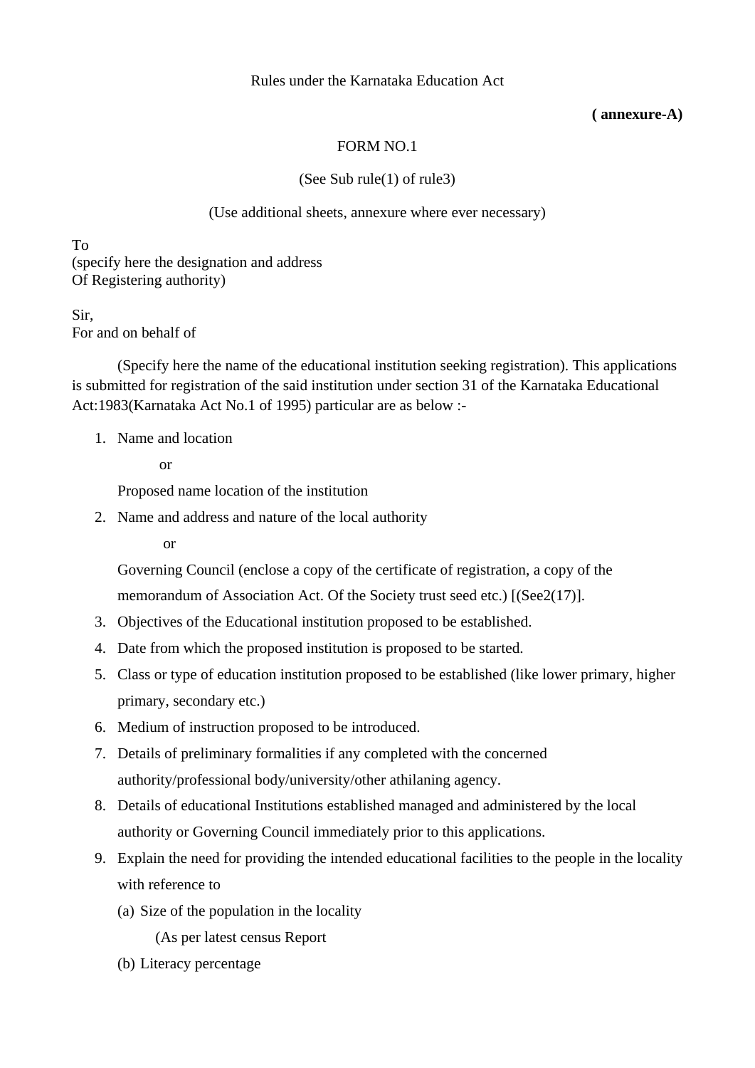Rules under the Karnataka Education Act

**( annexure-A)**

FORM NO.1

(See Sub rule(1) of rule3)

(Use additional sheets, annexure where ever necessary)

To
(specify here the designation and address
Of Registering authority)

Sir,
For and on behalf of

(Specify here the name of the educational institution seeking registration). This applications is submitted for registration of the said institution under section 31 of the Karnataka Educational Act:1983(Karnataka Act No.1 of 1995) particular are as below :-

1. Name and location

   or

   Proposed name location of the institution
2. Name and address and nature of the local authority

   or

   Governing Council (enclose a copy of the certificate of registration, a copy of the memorandum of Association Act. Of the Society trust seed etc.) [(See2(17)].
3. Objectives of the Educational institution proposed to be established.
4. Date from which the proposed institution is proposed to be started.
5. Class or type of education institution proposed to be established (like lower primary, higher primary, secondary etc.)
6. Medium of instruction proposed to be introduced.
7. Details of preliminary formalities if any completed with the concerned authority/professional body/university/other athilaning agency.
8. Details of educational Institutions established managed and administered by the local authority or Governing Council immediately prior to this applications.
9. Explain the need for providing the intended educational facilities to the people in the locality with reference to
   (a) Size of the population in the locality

   (As per latest census Report

   (b) Literacy percentage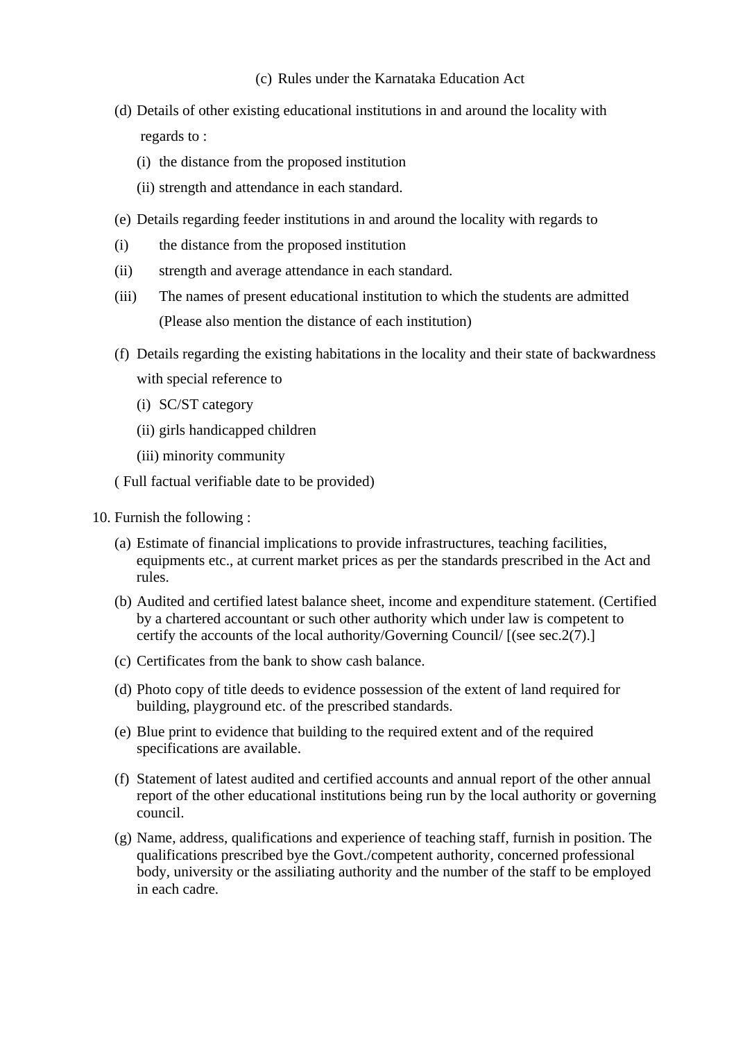(c) Rules under the Karnataka Education Act

(d) Details of other existing educational institutions in and around the locality with regards to :

(i) the distance from the proposed institution

(ii) strength and attendance in each standard.

(e) Details regarding feeder institutions in and around the locality with regards to

(i) the distance from the proposed institution

(ii) strength and average attendance in each standard.

(iii) The names of present educational institution to which the students are admitted (Please also mention the distance of each institution)

(f) Details regarding the existing habitations in the locality and their state of backwardness with special reference to

(i) SC/ST category

(ii) girls handicapped children

(iii) minority community

( Full factual verifiable date to be provided)

10. Furnish the following :

(a) Estimate of financial implications to provide infrastructures, teaching facilities, equipments etc., at current market prices as per the standards prescribed in the Act and rules.

(b) Audited and certified latest balance sheet, income and expenditure statement. (Certified by a chartered accountant or such other authority which under law is competent to certify the accounts of the local authority/Governing Council/ [(see sec.2(7).]

(c) Certificates from the bank to show cash balance.

(d) Photo copy of title deeds to evidence possession of the extent of land required for building, playground etc. of the prescribed standards.

(e) Blue print to evidence that building to the required extent and of the required specifications are available.

(f) Statement of latest audited and certified accounts and annual report of the other annual report of the other educational institutions being run by the local authority or governing council.

(g) Name, address, qualifications and experience of teaching staff, furnish in position. The qualifications prescribed bye the Govt./competent authority, concerned professional body, university or the assiliating authority and the number of the staff to be employed in each cadre.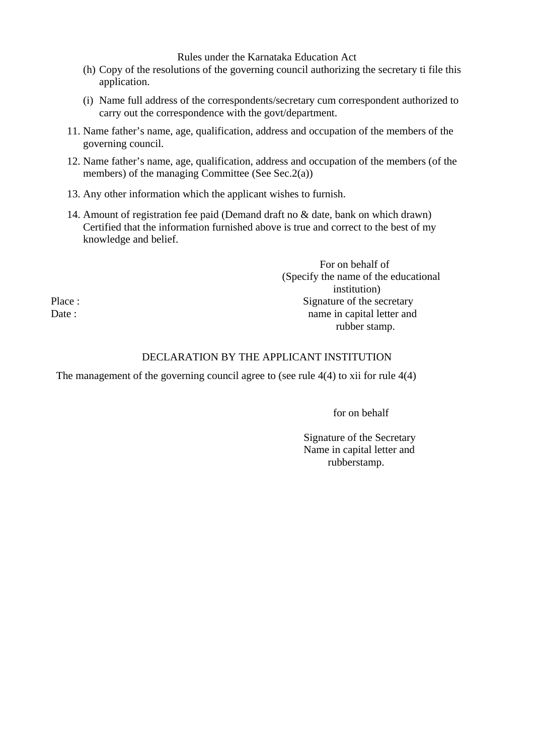(h) Copy of the resolutions of the governing council authorizing the secretary ti file this application.

(i) Name full address of the correspondents/secretary cum correspondent authorized to carry out the correspondence with the govt/department.

11. Name father's name, age, qualification, address and occupation of the members of the governing council.
12. Name father's name, age, qualification, address and occupation of the members (of the members) of the managing Committee (See Sec.2(a))
13. Any other information which the applicant wishes to furnish.
14. Amount of registration fee paid (Demand draft no & date, bank on which drawn) Certified that the information furnished above is true and correct to the best of my knowledge and belief.

For on behalf of
(Specify the name of the educational institution)

Place :

Signature of the secretary

Date :

name in capital letter and rubber stamp.

## DECLARATION BY THE APPLICANT INSTITUTION

The management of the governing council agree to (see rule 4(4) to xii for rule 4(4)

for on behalf

Signature of the Secretary
Name in capital letter and rubberstamp.